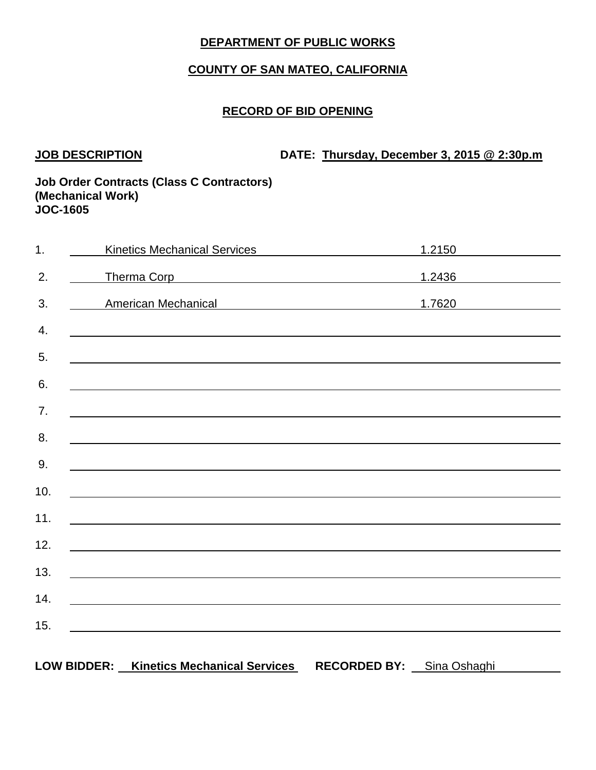**DEPARTMENT OF PUBLIC WORKS**

**COUNTY OF SAN MATEO, CALIFORNIA**

**RECORD OF BID OPENING**

**JOB DESCRIPTION** **DATE: Thursday, December 3, 2015 @ 2:30p.m**

**Job Order Contracts (Class C Contractors)**
**(Mechanical Work)**
**JOC-1605**

| No. | Bidder | Bid |
| --- | --- | --- |
| 1. | Kinetics Mechanical Services | 1.2150 |
| 2. | Therma Corp | 1.2436 |
| 3. | American Mechanical | 1.7620 |
| 4. | | |
| 5. | | |
| 6. | | |
| 7. | | |
| 8. | | |
| 9. | | |
| 10. | | |
| 11. | | |
| 12. | | |
| 13. | | |
| 14. | | |
| 15. | | |

**LOW BIDDER: Kinetics Mechanical Services** **RECORDED BY:** Sina Oshaghi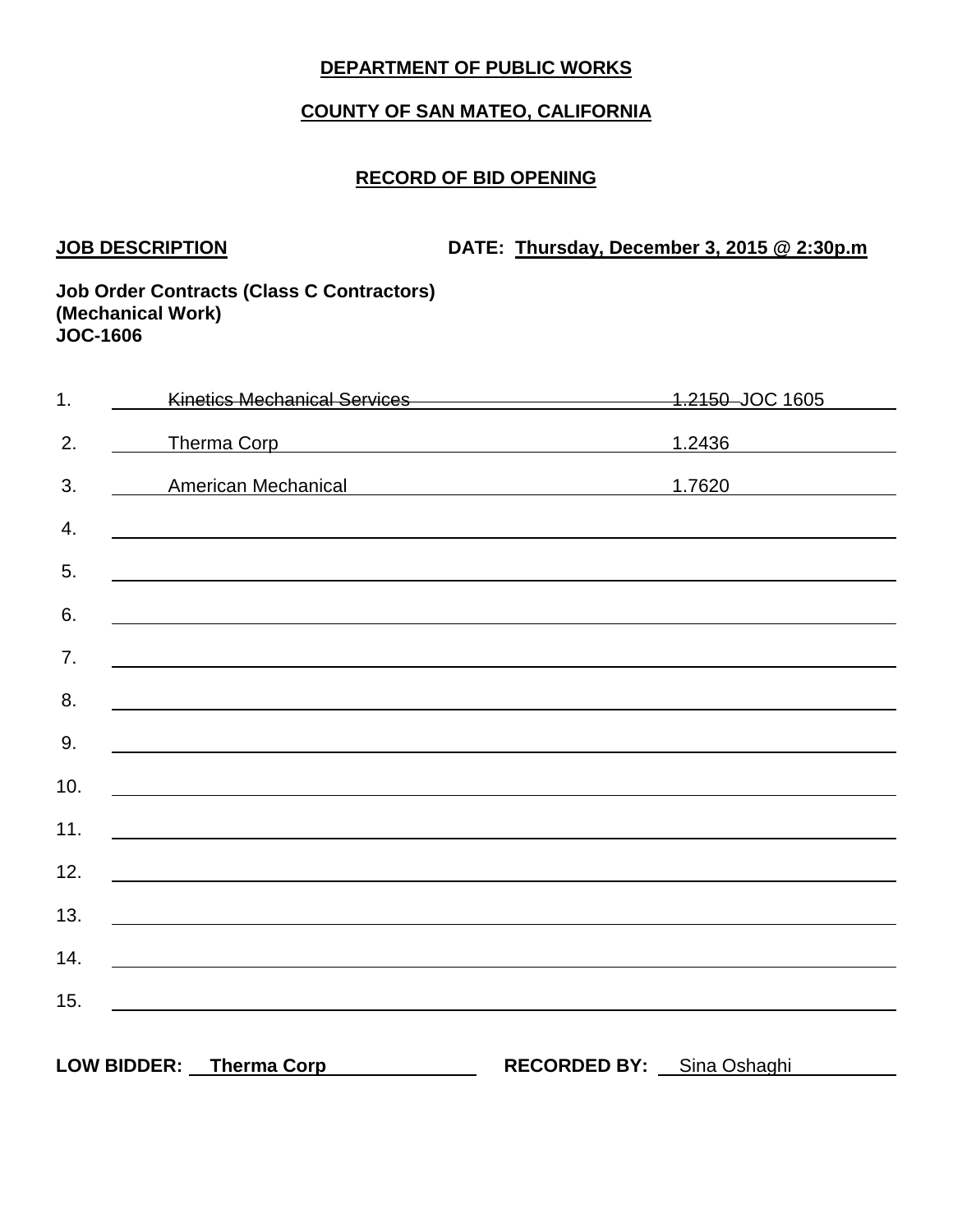**DEPARTMENT OF PUBLIC WORKS**

**COUNTY OF SAN MATEO, CALIFORNIA**

**RECORD OF BID OPENING**

**JOB DESCRIPTION** **DATE: Thursday, December 3, 2015 @ 2:30p.m**

**Job Order Contracts (Class C Contractors)**
**(Mechanical Work)**
**JOC-1606**

| No. | Bidder | Bid |
|---|---|---|
| 1. | ~~Kinetics Mechanical Services~~ | ~~1.2150~~ JOC 1605 |
| 2. | Therma Corp | 1.2436 |
| 3. | American Mechanical | 1.7620 |
| 4. | | |
| 5. | | |
| 6. | | |
| 7. | | |
| 8. | | |
| 9. | | |
| 10. | | |
| 11. | | |
| 12. | | |
| 13. | | |
| 14. | | |
| 15. | | |

**LOW BIDDER:** **Therma Corp** **RECORDED BY:** Sina Oshaghi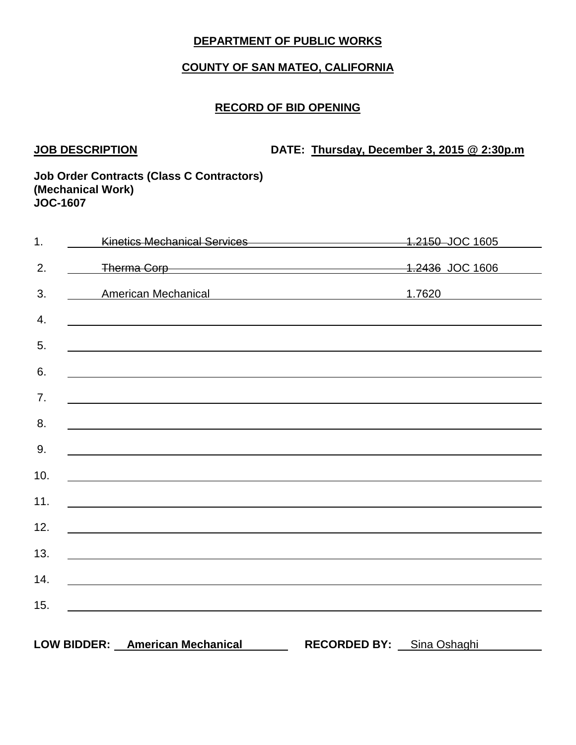**DEPARTMENT OF PUBLIC WORKS**

**COUNTY OF SAN MATEO, CALIFORNIA**

**RECORD OF BID OPENING**

**JOB DESCRIPTION** **DATE: Thursday, December 3, 2015 @ 2:30p.m**

**Job Order Contracts (Class C Contractors)**
**(Mechanical Work)**
**JOC-1607**

| No. | Bidder | Bid |
|---|---|---|
| 1. | ~~Kinetics Mechanical Services~~ | ~~1.2150~~ JOC 1605 |
| 2. | ~~Therma Corp~~ | ~~1.2436~~ JOC 1606 |
| 3. | American Mechanical | 1.7620 |
| 4. | | |
| 5. | | |
| 6. | | |
| 7. | | |
| 8. | | |
| 9. | | |
| 10. | | |
| 11. | | |
| 12. | | |
| 13. | | |
| 14. | | |
| 15. | | |

**LOW BIDDER:** **American Mechanical** **RECORDED BY:** Sina Oshaghi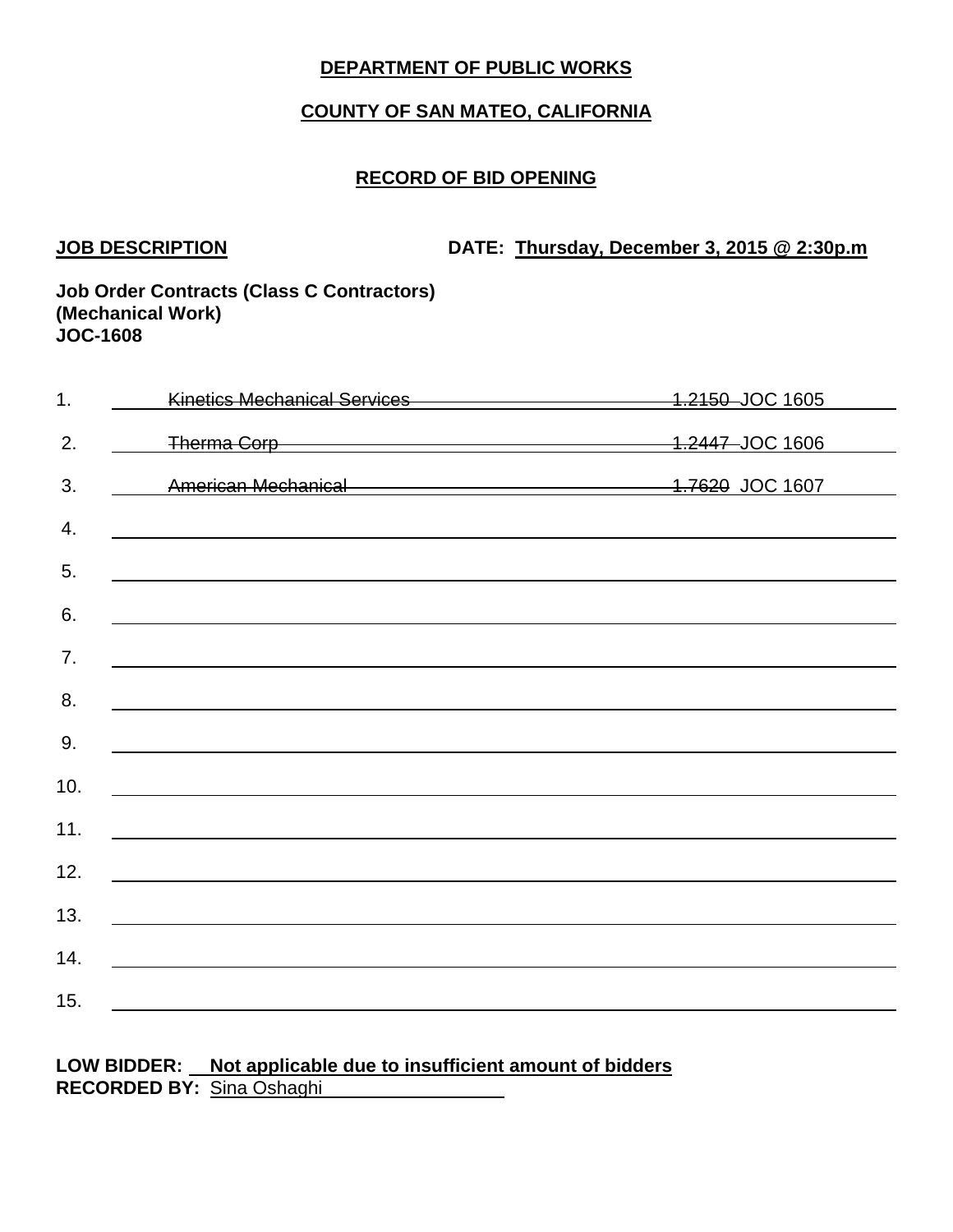**DEPARTMENT OF PUBLIC WORKS**

**COUNTY OF SAN MATEO, CALIFORNIA**

**RECORD OF BID OPENING**

**JOB DESCRIPTION** **DATE: Thursday, December 3, 2015 @ 2:30p.m**

**Job Order Contracts (Class C Contractors)**
**(Mechanical Work)**
**JOC-1608**

| | | |
|---|---|---|
| 1. | ~~Kinetics Mechanical Services~~ | ~~1.2150~~ JOC 1605 |
| 2. | ~~Therma Corp~~ | ~~1.2447~~ JOC 1606 |
| 3. | ~~American Mechanical~~ | ~~1.7620~~ JOC 1607 |
| 4. | | |
| 5. | | |
| 6. | | |
| 7. | | |
| 8. | | |
| 9. | | |
| 10. | | |
| 11. | | |
| 12. | | |
| 13. | | |
| 14. | | |
| 15. | | |

**LOW BIDDER:** **Not applicable due to insufficient amount of bidders**
**RECORDED BY:** Sina Oshaghi